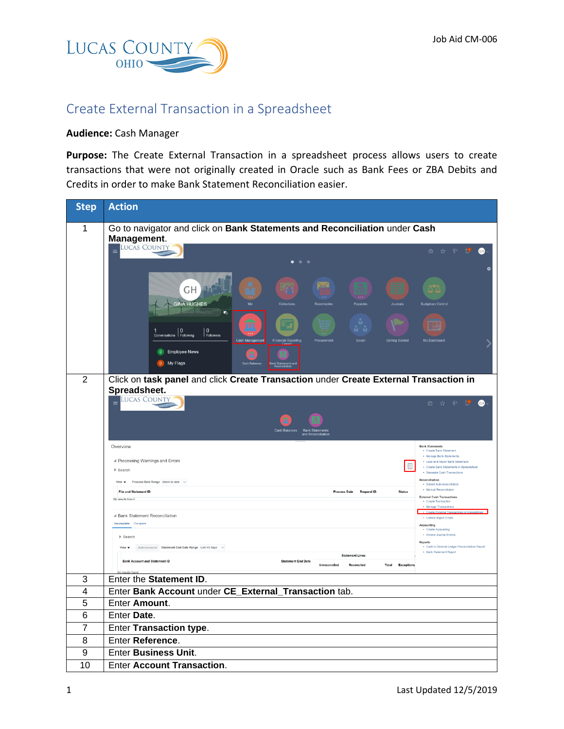Job Aid CM-006

# Create External Transaction in a Spreadsheet

**Audience:** Cash Manager

**Purpose:** The Create External Transaction in a spreadsheet process allows users to create transactions that were not originally created in Oracle such as Bank Fees or ZBA Debits and Credits in order to make Bank Statement Reconciliation easier.

| Step | Action |
|---|---|
| 1 | Go to navigator and click on **Bank Statements and Reconciliation** under **Cash Management**. |
| 2 | Click on **task panel** and click **Create Transaction** under **Create External Transaction in Spreadsheet.** |
| 3 | Enter the **Statement ID**. |
| 4 | Enter **Bank Account** under **CE_External_Transaction** tab. |
| 5 | Enter **Amount**. |
| 6 | Enter **Date**. |
| 7 | Enter **Transaction type**. |
| 8 | Enter **Reference**. |
| 9 | Enter **Business Unit**. |
| 10 | Enter **Account Transaction**. |

Last Updated 12/5/2019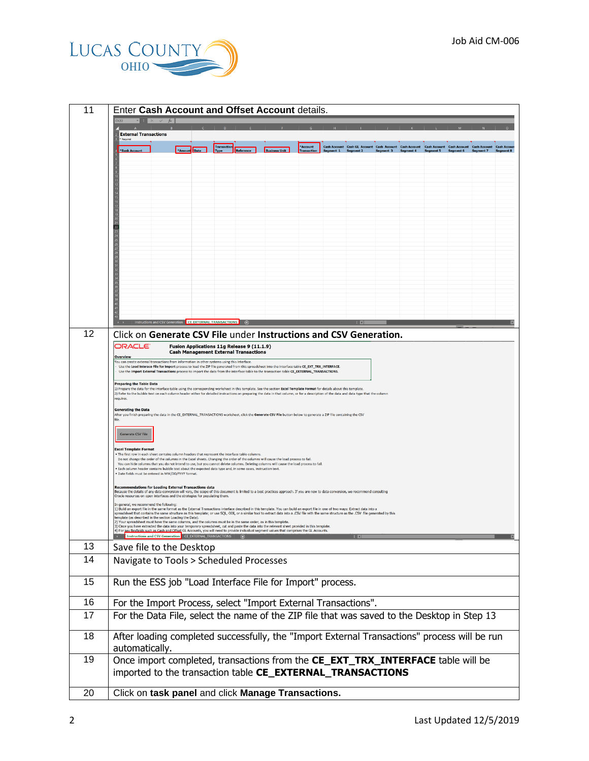| Step | Action |
|---|---|
| 11 | Enter **Cash Account and Offset Account** details. |
| 12 | Click on **Generate CSV File** under **Instructions and CSV Generation.** |
| 13 | Save file to the Desktop |
| 14 | Navigate to Tools > Scheduled Processes |
| 15 | Run the ESS job "Load Interface File for Import" process. |
| 16 | For the Import Process, select "Import External Transactions". |
| 17 | For the Data File, select the name of the ZIP file that was saved to the Desktop in Step 13 |
| 18 | After loading completed successfully, the "Import External Transactions" process will be run automatically. |
| 19 | Once import completed, transactions from the **CE_EXT_TRX_INTERFACE** table will be imported to the transaction table **CE_EXTERNAL_TRANSACTIONS** |
| 20 | Click on **task panel** and click **Manage Transactions.** |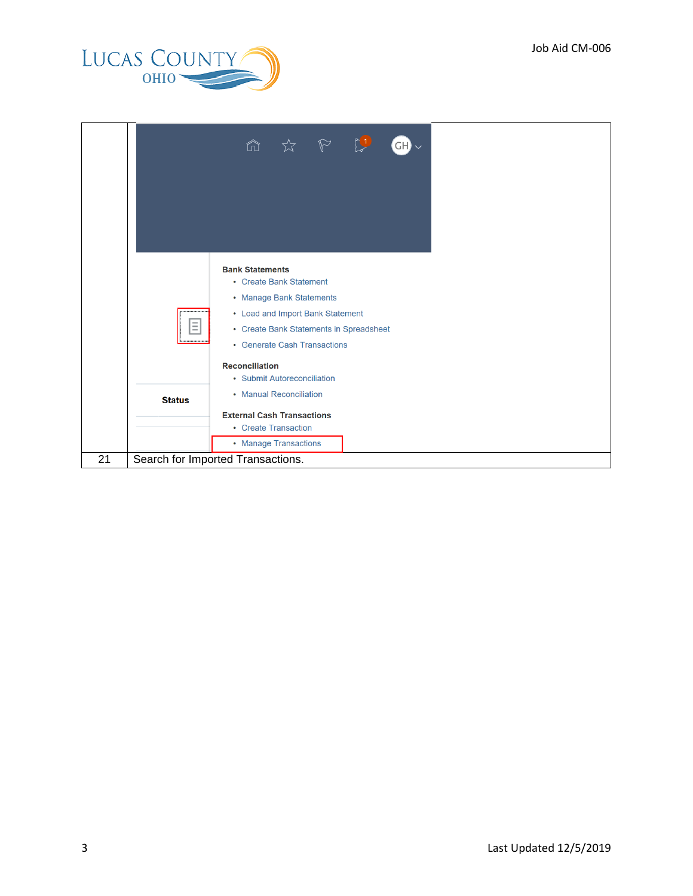| | |
|---|---|
| | Bank Statements<br>• Create Bank Statement<br>• Manage Bank Statements<br>• Load and Import Bank Statement<br>• Create Bank Statements in Spreadsheet<br>• Generate Cash Transactions<br>Reconciliation<br>• Submit Autoreconciliation<br>• Manual Reconciliation<br>External Cash Transactions<br>• Create Transaction<br>• Manage Transactions |
| 21 | Search for Imported Transactions. |